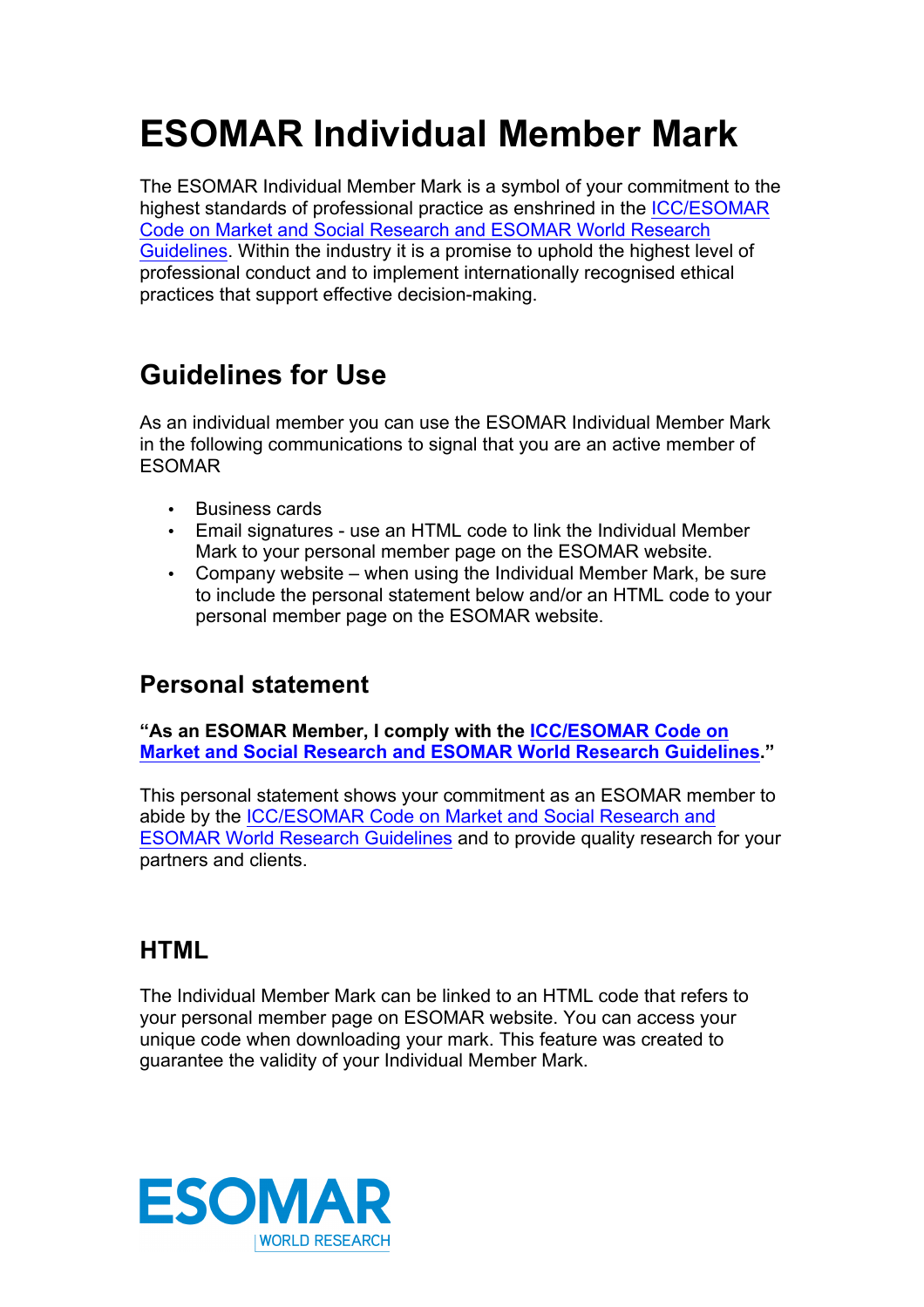# ESOMAR Individual Member Mark

The ESOMAR Individual Member Mark is a symbol of your commitment to the highest standards of professional practice as enshrined in the ICC/ESOMAR Code on Market and Social Research and ESOMAR World Research Guidelines. Within the industry it is a promise to uphold the highest level of professional conduct and to implement internationally recognised ethical practices that support effective decision-making.

## Guidelines for Use

As an individual member you can use the ESOMAR Individual Member Mark in the following communications to signal that you are an active member of ESOMAR

- Business cards
- Email signatures - use an HTML code to link the Individual Member Mark to your personal member page on the ESOMAR website.
- Company website – when using the Individual Member Mark, be sure to include the personal statement below and/or an HTML code to your personal member page on the ESOMAR website.

### Personal statement

**"As an ESOMAR Member, I comply with the ICC/ESOMAR Code on Market and Social Research and ESOMAR World Research Guidelines."**

This personal statement shows your commitment as an ESOMAR member to abide by the ICC/ESOMAR Code on Market and Social Research and ESOMAR World Research Guidelines and to provide quality research for your partners and clients.

### HTML

The Individual Member Mark can be linked to an HTML code that refers to your personal member page on ESOMAR website. You can access your unique code when downloading your mark. This feature was created to guarantee the validity of your Individual Member Mark.

ESOMAR
WORLD RESEARCH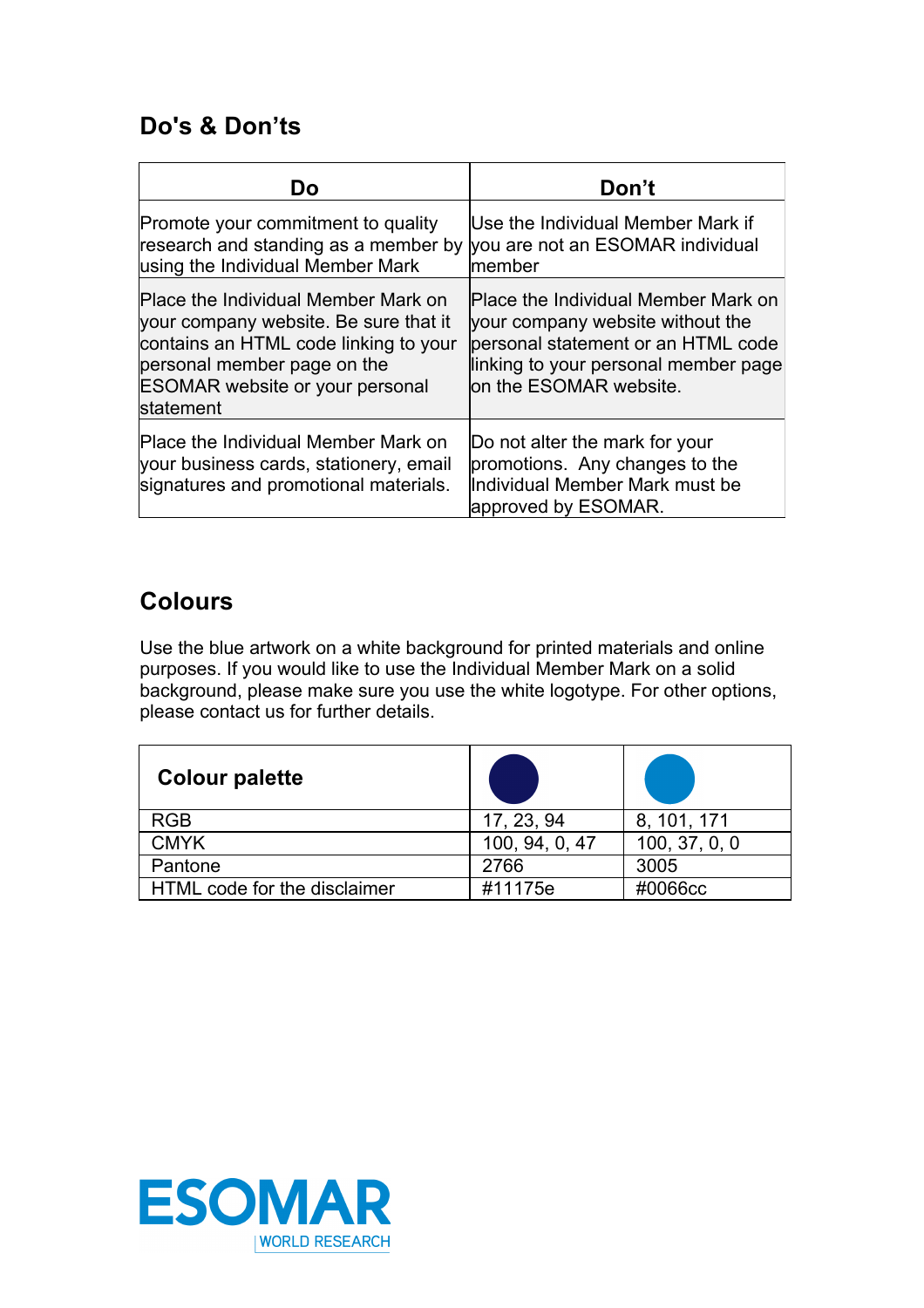## Do's & Don'ts

| Do | Don't |
|---|---|
| Promote your commitment to quality research and standing as a member by using the Individual Member Mark | Use the Individual Member Mark if you are not an ESOMAR individual member |
| Place the Individual Member Mark on your company website. Be sure that it contains an HTML code linking to your personal member page on the ESOMAR website or your personal statement | Place the Individual Member Mark on your company website without the personal statement or an HTML code linking to your personal member page on the ESOMAR website. |
| Place the Individual Member Mark on your business cards, stationery, email signatures and promotional materials. | Do not alter the mark for your promotions. Any changes to the Individual Member Mark must be approved by ESOMAR. |

## Colours

Use the blue artwork on a white background for printed materials and online purposes. If you would like to use the Individual Member Mark on a solid background, please make sure you use the white logotype. For other options, please contact us for further details.

| **Colour palette** | | |
|---|---|---|
| RGB | 17, 23, 94 | 8, 101, 171 |
| CMYK | 100, 94, 0, 47 | 100, 37, 0, 0 |
| Pantone | 2766 | 3005 |
| HTML code for the disclaimer | #11175e | #0066cc |

ESOMAR | WORLD RESEARCH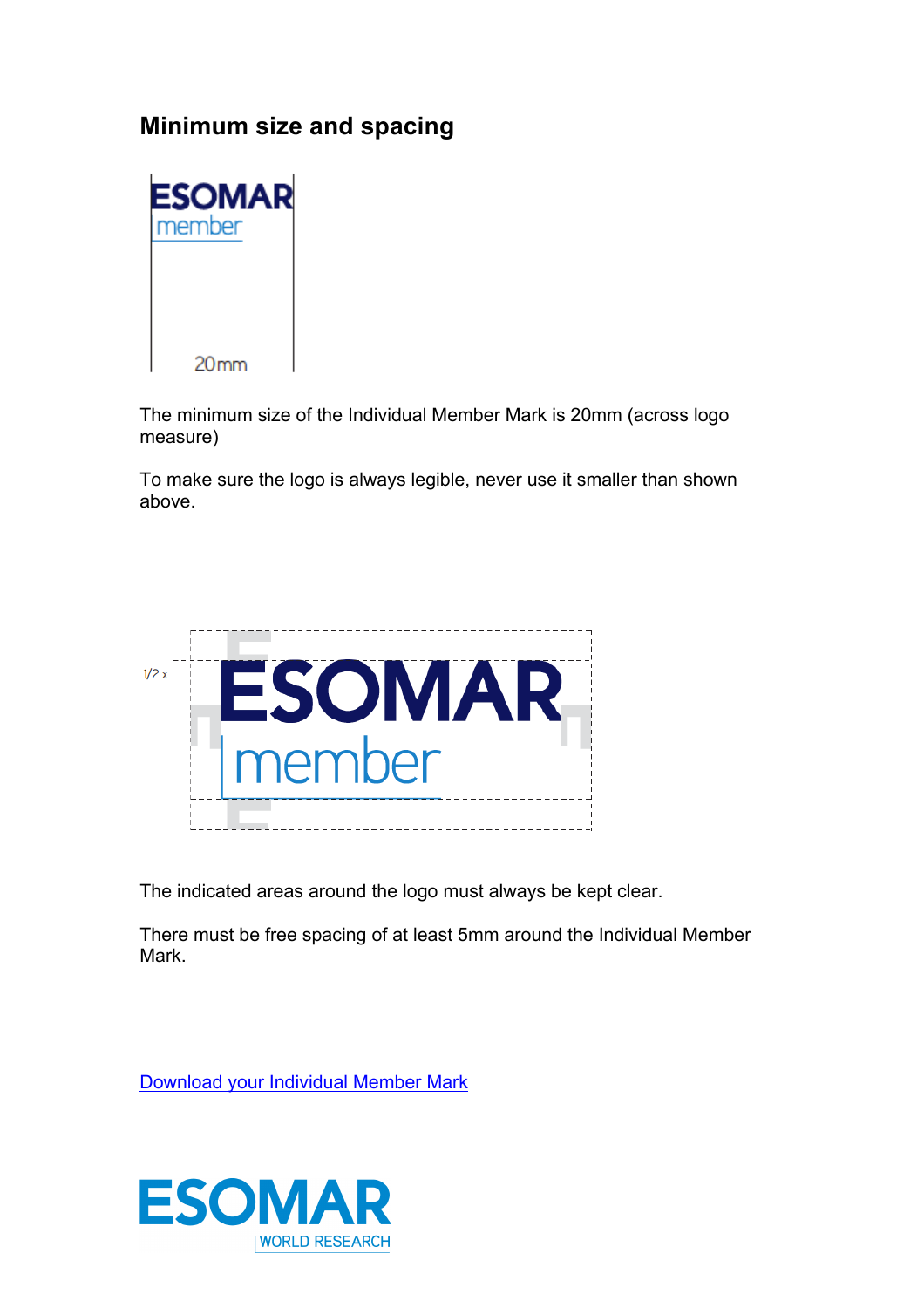## Minimum size and spacing

ESOMAR
member

20mm

The minimum size of the Individual Member Mark is 20mm (across logo measure)

To make sure the logo is always legible, never use it smaller than shown above.

1/2 x

ESOMAR
member

The indicated areas around the logo must always be kept clear.

There must be free spacing of at least 5mm around the Individual Member Mark.

Download your Individual Member Mark

ESOMAR
WORLD RESEARCH